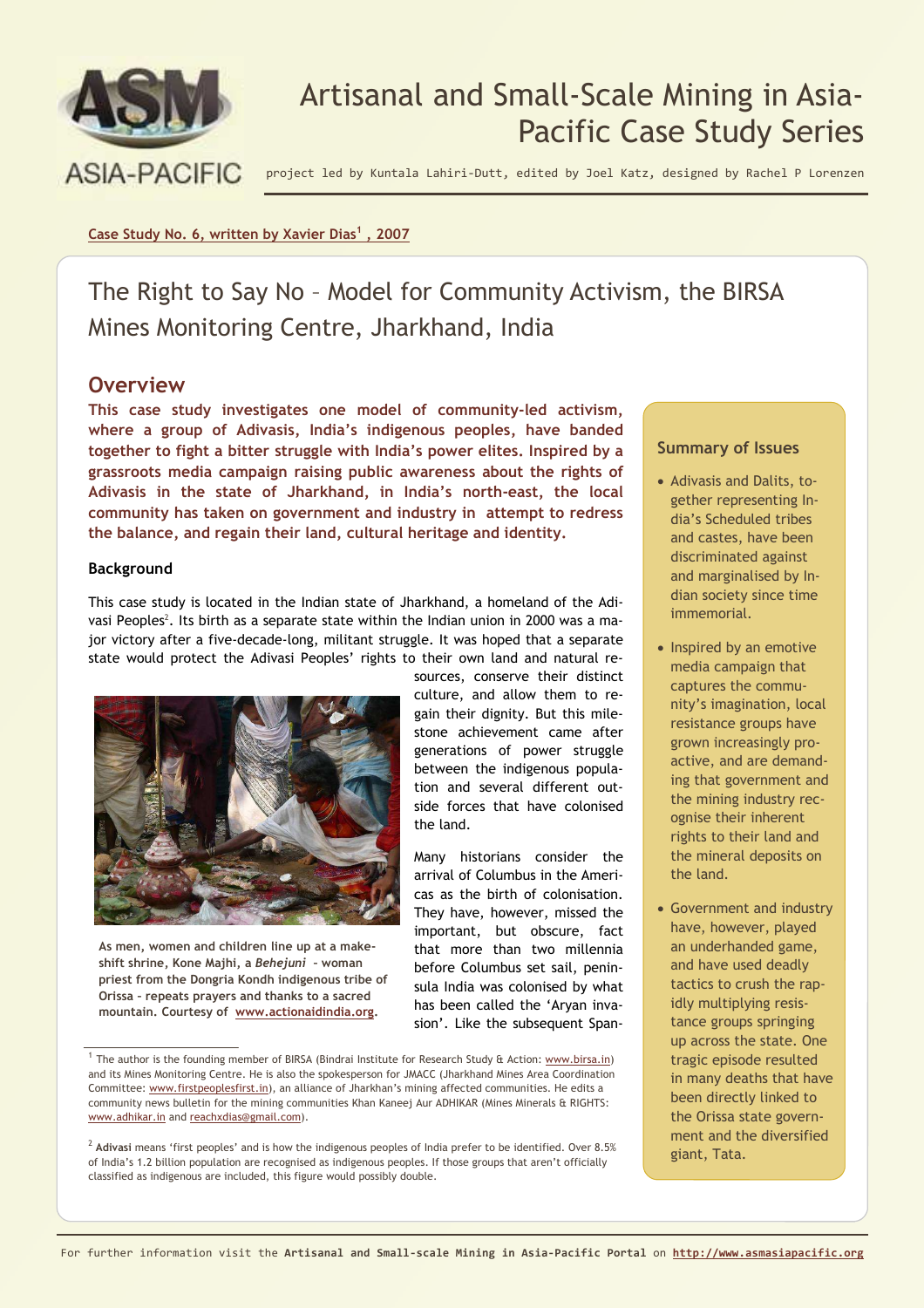# Artisanal and Small-Scale Mining in Asia-Pacific Case Study Series

project led by Kuntala Lahiri-Dutt, edited by Joel Katz, designed by Rachel P Lorenzen

**Case Study No. 6, written by Xavier Dias[1], 2007**

## The Right to Say No – Model for Community Activism, the BIRSA Mines Monitoring Centre, Jharkhand, India

## Overview

**This case study investigates one model of community-led activism, where a group of Adivasis, India's indigenous peoples, have banded together to fight a bitter struggle with India's power elites. Inspired by a grassroots media campaign raising public awareness about the rights of Adivasis in the state of Jharkhand, in India's north-east, the local community has taken on government and industry in attempt to redress the balance, and regain their land, cultural heritage and identity.**

### Summary of Issues

- Adivasis and Dalits, together representing India's Scheduled tribes and castes, have been discriminated against and marginalised by Indian society since time immemorial.
- Inspired by an emotive media campaign that captures the community's imagination, local resistance groups have grown increasingly proactive, and are demanding that government and the mining industry recognise their inherent rights to their land and the mineral deposits on the land.
- Government and industry have, however, played an underhanded game, and have used deadly tactics to crush the rapidly multiplying resistance groups springing up across the state. One tragic episode resulted in many deaths that have been directly linked to the Orissa state government and the diversified giant, Tata.

### Background

This case study is located in the Indian state of Jharkhand, a homeland of the Adivasi Peoples[2]. Its birth as a separate state within the Indian union in 2000 was a major victory after a five-decade-long, militant struggle. It was hoped that a separate state would protect the Adivasi Peoples' rights to their own land and natural resources, conserve their distinct culture, and allow them to regain their dignity. But this milestone achievement came after generations of power struggle between the indigenous population and several different outside forces that have colonised the land.

As men, women and children line up at a makeshift shrine, Kone Majhi, a *Behejuni* - woman priest from the Dongria Kondh indigenous tribe of Orissa - repeats prayers and thanks to a sacred mountain. Courtesy of www.actionaidindia.org.

Many historians consider the arrival of Columbus in the Americas as the birth of colonisation. They have, however, missed the important, but obscure, fact that more than two millennia before Columbus set sail, peninsula India was colonised by what has been called the 'Aryan invasion'. Like the subsequent Span-

---

[1] The author is the founding member of BIRSA (Bindrai Institute for Research Study & Action: www.birsa.in) and its Mines Monitoring Centre. He is also the spokesperson for JMACC (Jharkhand Mines Area Coordination Committee: www.firstpeoplesfirst.in), an alliance of Jharkhan's mining affected communities. He edits a community news bulletin for the mining communities Khan Kaneej Aur ADHIKAR (Mines Minerals & RIGHTS: www.adhikar.in and reachxdias@gmail.com).

[2] **Adivasi** means 'first peoples' and is how the indigenous peoples of India prefer to be identified. Over 8.5% of India's 1.2 billion population are recognised as indigenous peoples. If those groups that aren't officially classified as indigenous are included, this figure would possibly double.

For further information visit the **Artisanal and Small-scale Mining in Asia-Pacific Portal** on **http://www.asmasiapacific.org**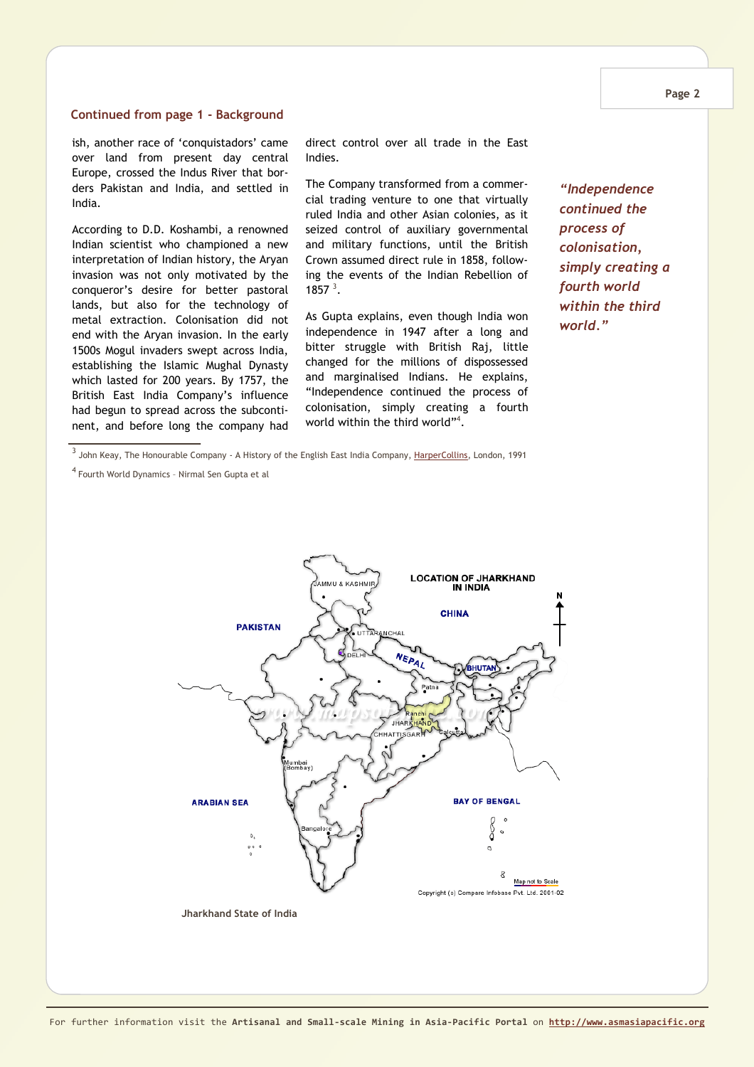### Continued from page 1 - Background

ish, another race of 'conquistadors' came over land from present day central Europe, crossed the Indus River that borders Pakistan and India, and settled in India.

According to D.D. Koshambi, a renowned Indian scientist who championed a new interpretation of Indian history, the Aryan invasion was not only motivated by the conqueror's desire for better pastoral lands, but also for the technology of metal extraction. Colonisation did not end with the Aryan invasion. In the early 1500s Mogul invaders swept across India, establishing the Islamic Mughal Dynasty which lasted for 200 years. By 1757, the British East India Company's influence had begun to spread across the subcontinent, and before long the company had direct control over all trade in the East Indies.

The Company transformed from a commercial trading venture to one that virtually ruled India and other Asian colonies, as it seized control of auxiliary governmental and military functions, until the British Crown assumed direct rule in 1858, following the events of the Indian Rebellion of 1857 [3].

As Gupta explains, even though India won independence in 1947 after a long and bitter struggle with British Raj, little changed for the millions of dispossessed and marginalised Indians. He explains, "Independence continued the process of colonisation, simply creating a fourth world within the third world"[4].

> ***"Independence continued the process of colonisation, simply creating a fourth world within the third world."***

[3] John Keay, The Honourable Company - A History of the English East India Company, HarperCollins, London, 1991

[4] Fourth World Dynamics - Nirmal Sen Gupta et al

Jharkhand State of India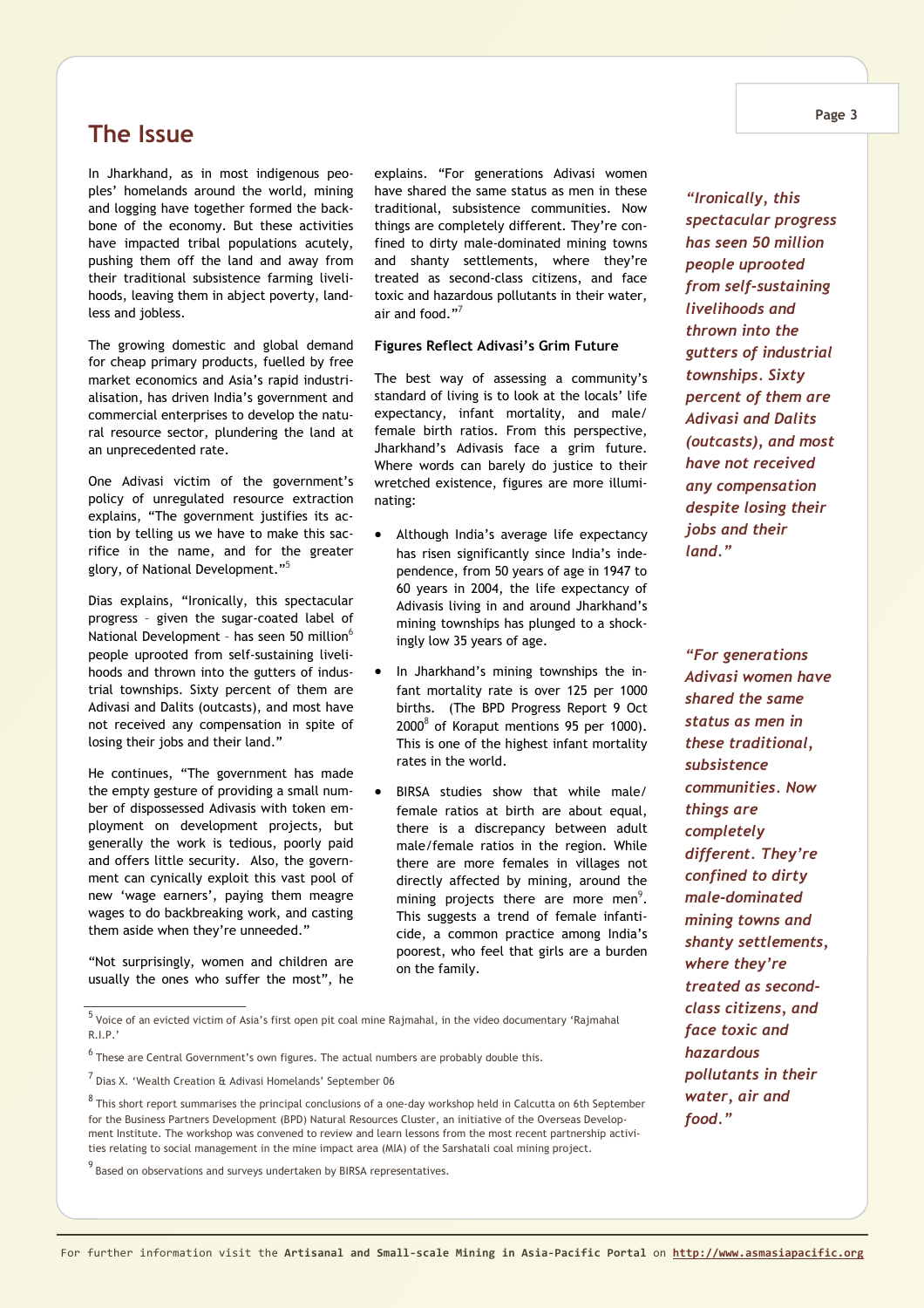## The Issue

In Jharkhand, as in most indigenous peoples' homelands around the world, mining and logging have together formed the backbone of the economy. But these activities have impacted tribal populations acutely, pushing them off the land and away from their traditional subsistence farming livelihoods, leaving them in abject poverty, landless and jobless.

The growing domestic and global demand for cheap primary products, fuelled by free market economics and Asia's rapid industrialisation, has driven India's government and commercial enterprises to develop the natural resource sector, plundering the land at an unprecedented rate.

One Adivasi victim of the government's policy of unregulated resource extraction explains, "The government justifies its action by telling us we have to make this sacrifice in the name, and for the greater glory, of National Development."[5]

Dias explains, "Ironically, this spectacular progress – given the sugar-coated label of National Development – has seen 50 million[6] people uprooted from self-sustaining livelihoods and thrown into the gutters of industrial townships. Sixty percent of them are Adivasi and Dalits (outcasts), and most have not received any compensation in spite of losing their jobs and their land."

He continues, "The government has made the empty gesture of providing a small number of dispossessed Adivasis with token employment on development projects, but generally the work is tedious, poorly paid and offers little security. Also, the government can cynically exploit this vast pool of new 'wage earners', paying them meagre wages to do backbreaking work, and casting them aside when they're unneeded."

"Not surprisingly, women and children are usually the ones who suffer the most", he explains. "For generations Adivasi women have shared the same status as men in these traditional, subsistence communities. Now things are completely different. They're confined to dirty male-dominated mining towns and shanty settlements, where they're treated as second-class citizens, and face toxic and hazardous pollutants in their water, air and food."[7]

**Figures Reflect Adivasi's Grim Future**

The best way of assessing a community's standard of living is to look at the locals' life expectancy, infant mortality, and male/female birth ratios. From this perspective, Jharkhand's Adivasis face a grim future. Where words can barely do justice to their wretched existence, figures are more illuminating:

- Although India's average life expectancy has risen significantly since India's independence, from 50 years of age in 1947 to 60 years in 2004, the life expectancy of Adivasis living in and around Jharkhand's mining townships has plunged to a shockingly low 35 years of age.
- In Jharkhand's mining townships the infant mortality rate is over 125 per 1000 births. (The BPD Progress Report 9 Oct 2000[8] of Koraput mentions 95 per 1000). This is one of the highest infant mortality rates in the world.
- BIRSA studies show that while male/female ratios at birth are about equal, there is a discrepancy between adult male/female ratios in the region. While there are more females in villages not directly affected by mining, around the mining projects there are more men[9]. This suggests a trend of female infanticide, a common practice among India's poorest, who feel that girls are a burden on the family.

*"Ironically, this spectacular progress has seen 50 million people uprooted from self-sustaining livelihoods and thrown into the gutters of industrial townships. Sixty percent of them are Adivasi and Dalits (outcasts), and most have not received any compensation despite losing their jobs and their land."*

*"For generations Adivasi women have shared the same status as men in these traditional, subsistence communities. Now things are completely different. They're confined to dirty male-dominated mining towns and shanty settlements, where they're treated as second-class citizens, and face toxic and hazardous pollutants in their water, air and food."*

---

[5] Voice of an evicted victim of Asia's first open pit coal mine Rajmahal, in the video documentary 'Rajmahal R.I.P.'

[6] These are Central Government's own figures. The actual numbers are probably double this.

[7] Dias X. 'Wealth Creation & Adivasi Homelands' September 06

[8] This short report summarises the principal conclusions of a one-day workshop held in Calcutta on 6th September for the Business Partners Development (BPD) Natural Resources Cluster, an initiative of the Overseas Development Institute. The workshop was convened to review and learn lessons from the most recent partnership activities relating to social management in the mine impact area (MIA) of the Sarshatali coal mining project.

[9] Based on observations and surveys undertaken by BIRSA representatives.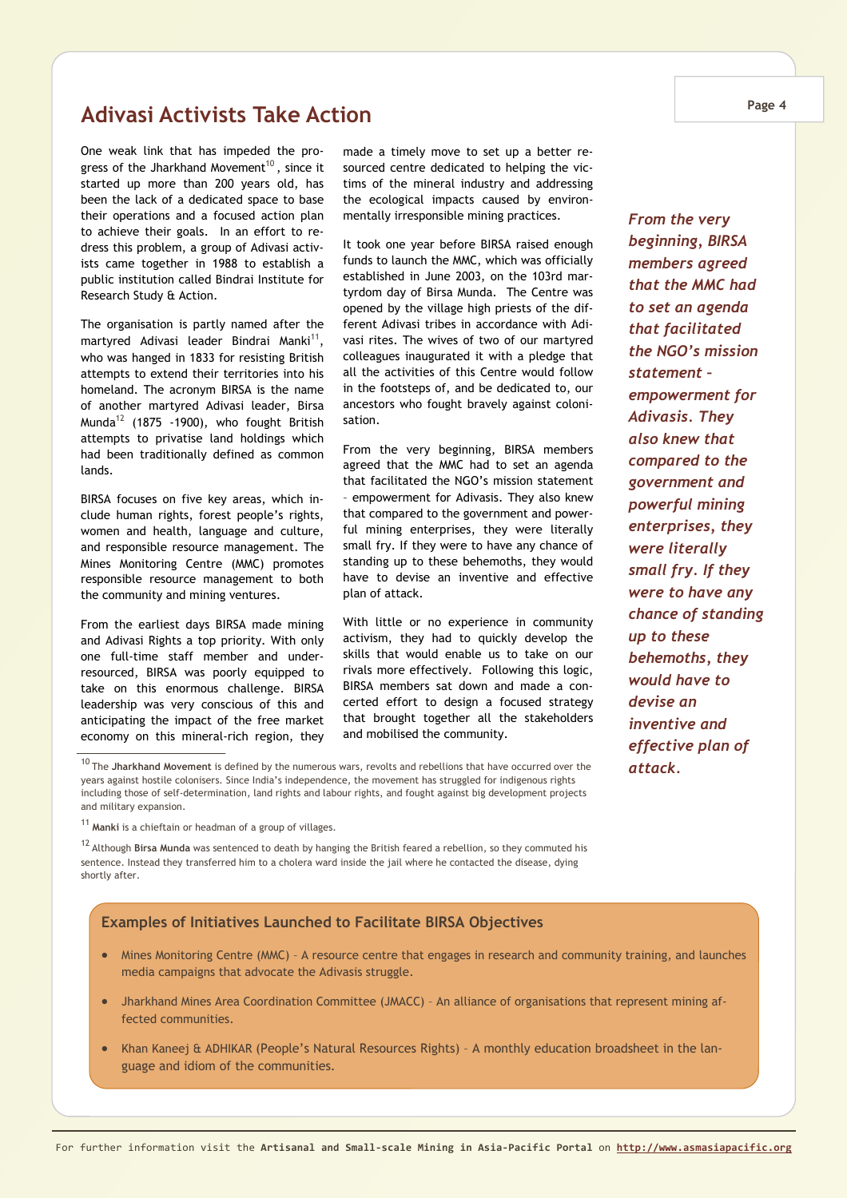# Adivasi Activists Take Action

One weak link that has impeded the progress of the Jharkhand Movement[10], since it started up more than 200 years old, has been the lack of a dedicated space to base their operations and a focused action plan to achieve their goals. In an effort to redress this problem, a group of Adivasi activists came together in 1988 to establish a public institution called Bindrai Institute for Research Study & Action.

The organisation is partly named after the martyred Adivasi leader Bindrai Manki[11], who was hanged in 1833 for resisting British attempts to extend their territories into his homeland. The acronym BIRSA is the name of another martyred Adivasi leader, Birsa Munda[12] (1875 -1900), who fought British attempts to privatise land holdings which had been traditionally defined as common lands.

BIRSA focuses on five key areas, which include human rights, forest people's rights, women and health, language and culture, and responsible resource management. The Mines Monitoring Centre (MMC) promotes responsible resource management to both the community and mining ventures.

From the earliest days BIRSA made mining and Adivasi Rights a top priority. With only one full-time staff member and under-resourced, BIRSA was poorly equipped to take on this enormous challenge. BIRSA leadership was very conscious of this and anticipating the impact of the free market economy on this mineral-rich region, they made a timely move to set up a better resourced centre dedicated to helping the victims of the mineral industry and addressing the ecological impacts caused by environmentally irresponsible mining practices.

It took one year before BIRSA raised enough funds to launch the MMC, which was officially established in June 2003, on the 103rd martyrdom day of Birsa Munda. The Centre was opened by the village high priests of the different Adivasi tribes in accordance with Adivasi rites. The wives of two of our martyred colleagues inaugurated it with a pledge that all the activities of this Centre would follow in the footsteps of, and be dedicated to, our ancestors who fought bravely against colonisation.

From the very beginning, BIRSA members agreed that the MMC had to set an agenda that facilitated the NGO's mission statement – empowerment for Adivasis. They also knew that compared to the government and powerful mining enterprises, they were literally small fry. If they were to have any chance of standing up to these behemoths, they would have to devise an inventive and effective plan of attack.

With little or no experience in community activism, they had to quickly develop the skills that would enable us to take on our rivals more effectively. Following this logic, BIRSA members sat down and made a concerted effort to design a focused strategy that brought together all the stakeholders and mobilised the community.

*From the very beginning, BIRSA members agreed that the MMC had to set an agenda that facilitated the NGO's mission statement - empowerment for Adivasis. They also knew that compared to the government and powerful mining enterprises, they were literally small fry. If they were to have any chance of standing up to these behemoths, they would have to devise an inventive and effective plan of attack.*

[10] The **Jharkhand Movement** is defined by the numerous wars, revolts and rebellions that have occurred over the years against hostile colonisers. Since India's independence, the movement has struggled for indigenous rights including those of self-determination, land rights and labour rights, and fought against big development projects and military expansion.

[11] **Manki** is a chieftain or headman of a group of villages.

[12] Although **Birsa Munda** was sentenced to death by hanging the British feared a rebellion, so they commuted his sentence. Instead they transferred him to a cholera ward inside the jail where he contacted the disease, dying shortly after.

### Examples of Initiatives Launched to Facilitate BIRSA Objectives

- Mines Monitoring Centre (MMC) – A resource centre that engages in research and community training, and launches media campaigns that advocate the Adivasis struggle.
- Jharkhand Mines Area Coordination Committee (JMACC) – An alliance of organisations that represent mining affected communities.
- Khan Kaneej & ADHIKAR (People's Natural Resources Rights) – A monthly education broadsheet in the language and idiom of the communities.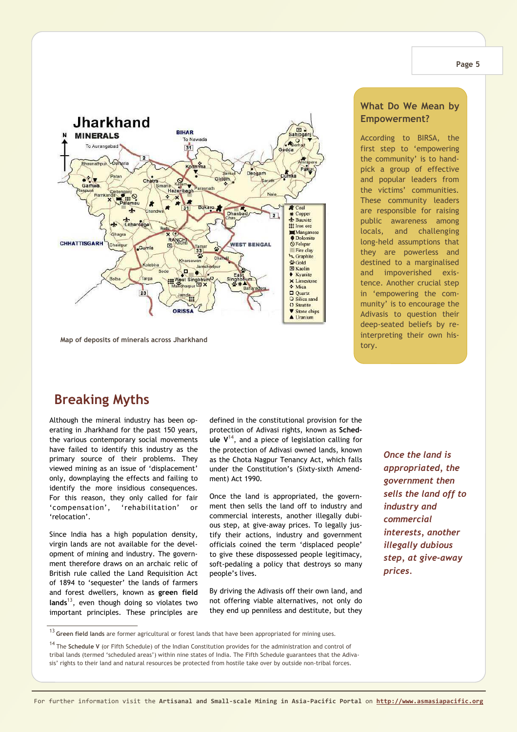Map of deposits of minerals across Jharkhand

## What Do We Mean by Empowerment?

According to BIRSA, the first step to 'empowering the community' is to hand-pick a group of effective and popular leaders from the victims' communities. These community leaders are responsible for raising public awareness among locals, and challenging long-held assumptions that they are powerless and destined to a marginalised and impoverished existence. Another crucial step in 'empowering the community' is to encourage the Adivasis to question their deep-seated beliefs by re-interpreting their own history.

# Breaking Myths

Although the mineral industry has been operating in Jharkhand for the past 150 years, the various contemporary social movements have failed to identify this industry as the primary source of their problems. They viewed mining as an issue of 'displacement' only, downplaying the effects and failing to identify the more insidious consequences. For this reason, they only called for fair 'compensation', 'rehabilitation' or 'relocation'.

Since India has a high population density, virgin lands are not available for the development of mining and industry. The government therefore draws on an archaic relic of British rule called the Land Requisition Act of 1894 to 'sequester' the lands of farmers and forest dwellers, known as **green field lands**[13], even though doing so violates two important principles. These principles are defined in the constitutional provision for the protection of Adivasi rights, known as **Schedule V**[14], and a piece of legislation calling for the protection of Adivasi owned lands, known as the Chota Nagpur Tenancy Act, which falls under the Constitution's (Sixty-sixth Amendment) Act 1990.

Once the land is appropriated, the government then sells the land off to industry and commercial interests, another illegally dubious step, at give-away prices. To legally justify their actions, industry and government officials coined the term 'displaced people' to give these dispossessed people legitimacy, soft-pedaling a policy that destroys so many people's lives.

*Once the land is appropriated, the government then sells the land off to industry and commercial interests, another illegally dubious step, at give-away prices.*

By driving the Adivasis off their own land, and not offering viable alternatives, not only do they end up penniless and destitute, but they

[13] **Green field lands** are former agricultural or forest lands that have been appropriated for mining uses.

[14] The **Schedule V** (or Fifth Schedule) of the Indian Constitution provides for the administration and control of tribal lands (termed 'scheduled areas') within nine states of India. The Fifth Schedule guarantees that the Adivasis' rights to their land and natural resources be protected from hostile take over by outside non-tribal forces.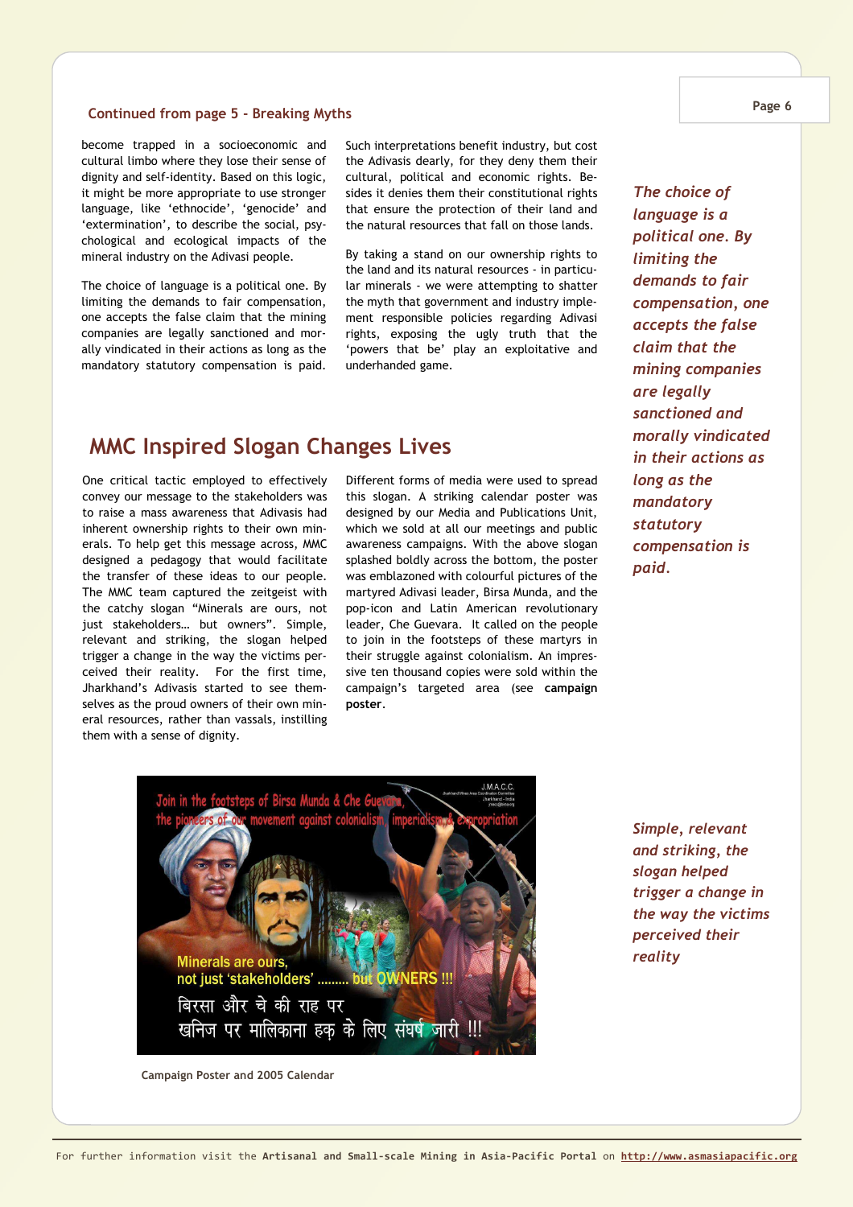### Continued from page 5 - Breaking Myths

become trapped in a socioeconomic and cultural limbo where they lose their sense of dignity and self-identity. Based on this logic, it might be more appropriate to use stronger language, like 'ethnocide', 'genocide' and 'extermination', to describe the social, psychological and ecological impacts of the mineral industry on the Adivasi people.

The choice of language is a political one. By limiting the demands to fair compensation, one accepts the false claim that the mining companies are legally sanctioned and morally vindicated in their actions as long as the mandatory statutory compensation is paid.

Such interpretations benefit industry, but cost the Adivasis dearly, for they deny them their cultural, political and economic rights. Besides it denies them their constitutional rights that ensure the protection of their land and the natural resources that fall on those lands.

By taking a stand on our ownership rights to the land and its natural resources - in particular minerals - we were attempting to shatter the myth that government and industry implement responsible policies regarding Adivasi rights, exposing the ugly truth that the 'powers that be' play an exploitative and underhanded game.

*The choice of language is a political one. By limiting the demands to fair compensation, one accepts the false claim that the mining companies are legally sanctioned and morally vindicated in their actions as long as the mandatory statutory compensation is paid.*

## MMC Inspired Slogan Changes Lives

One critical tactic employed to effectively convey our message to the stakeholders was to raise a mass awareness that Adivasis had inherent ownership rights to their own minerals. To help get this message across, MMC designed a pedagogy that would facilitate the transfer of these ideas to our people. The MMC team captured the zeitgeist with the catchy slogan "Minerals are ours, not just stakeholders… but owners". Simple, relevant and striking, the slogan helped trigger a change in the way the victims perceived their reality. For the first time, Jharkhand's Adivasis started to see themselves as the proud owners of their own mineral resources, rather than vassals, instilling them with a sense of dignity.

Different forms of media were used to spread this slogan. A striking calendar poster was designed by our Media and Publications Unit, which we sold at all our meetings and public awareness campaigns. With the above slogan splashed boldly across the bottom, the poster was emblazoned with colourful pictures of the martyred Adivasi leader, Birsa Munda, and the pop-icon and Latin American revolutionary leader, Che Guevara. It called on the people to join in the footsteps of these martyrs in their struggle against colonialism. An impressive ten thousand copies were sold within the campaign's targeted area (see **campaign poster**.

*Simple, relevant and striking, the slogan helped trigger a change in the way the victims perceived their reality*

Campaign Poster and 2005 Calendar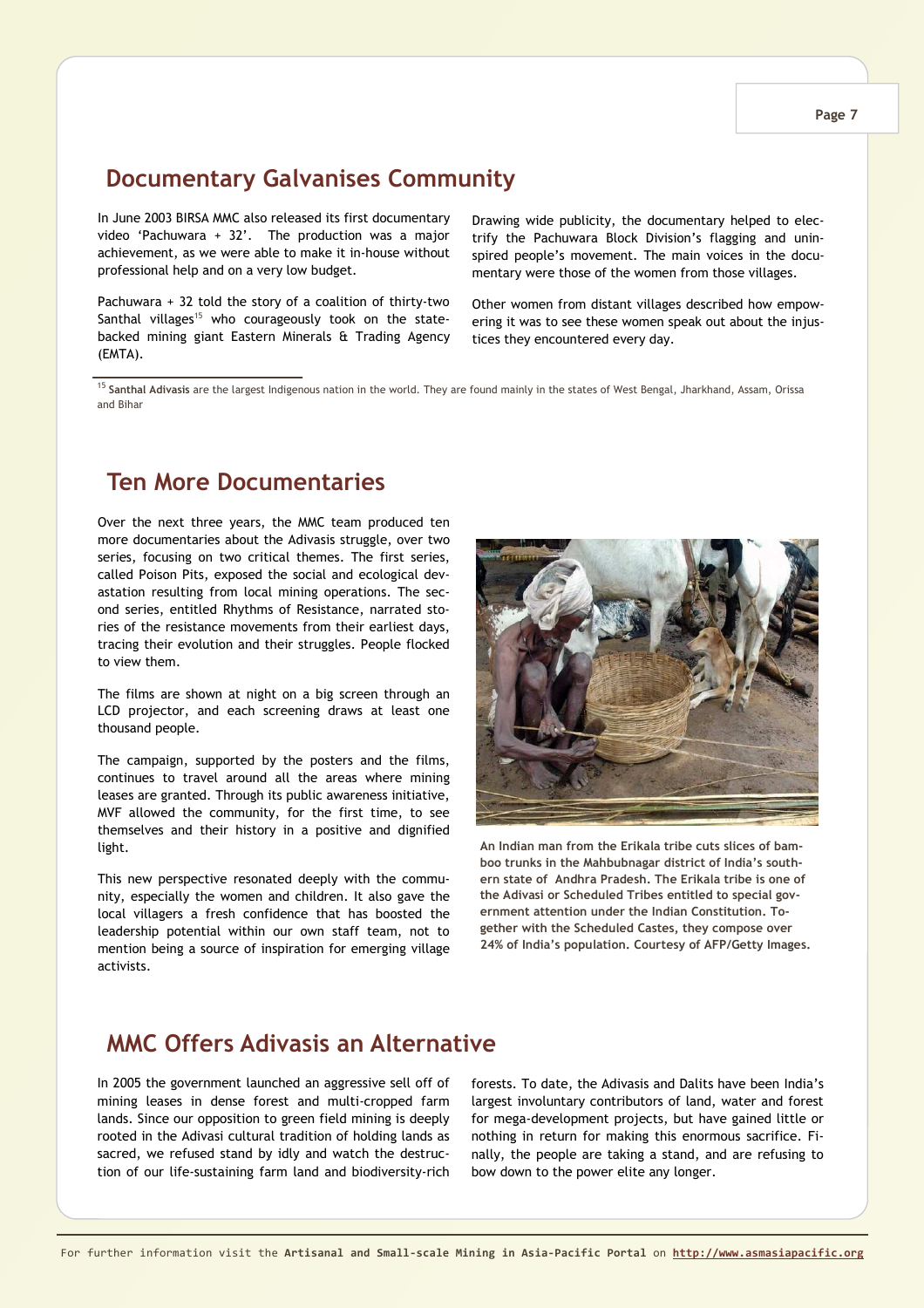## Documentary Galvanises Community

In June 2003 BIRSA MMC also released its first documentary video 'Pachuwara + 32'. The production was a major achievement, as we were able to make it in-house without professional help and on a very low budget.

Pachuwara + 32 told the story of a coalition of thirty-two Santhal villages[15] who courageously took on the state-backed mining giant Eastern Minerals & Trading Agency (EMTA).

Drawing wide publicity, the documentary helped to electrify the Pachuwara Block Division's flagging and uninspired people's movement. The main voices in the documentary were those of the women from those villages.

Other women from distant villages described how empowering it was to see these women speak out about the injustices they encountered every day.

[15] **Santhal Adivasis** are the largest Indigenous nation in the world. They are found mainly in the states of West Bengal, Jharkhand, Assam, Orissa and Bihar

## Ten More Documentaries

Over the next three years, the MMC team produced ten more documentaries about the Adivasis struggle, over two series, focusing on two critical themes. The first series, called Poison Pits, exposed the social and ecological devastation resulting from local mining operations. The second series, entitled Rhythms of Resistance, narrated stories of the resistance movements from their earliest days, tracing their evolution and their struggles. People flocked to view them.

The films are shown at night on a big screen through an LCD projector, and each screening draws at least one thousand people.

The campaign, supported by the posters and the films, continues to travel around all the areas where mining leases are granted. Through its public awareness initiative, MVF allowed the community, for the first time, to see themselves and their history in a positive and dignified light.

This new perspective resonated deeply with the community, especially the women and children. It also gave the local villagers a fresh confidence that has boosted the leadership potential within our own staff team, not to mention being a source of inspiration for emerging village activists.

An Indian man from the Erikala tribe cuts slices of bamboo trunks in the Mahbubnagar district of India's southern state of Andhra Pradesh. The Erikala tribe is one of the Adivasi or Scheduled Tribes entitled to special government attention under the Indian Constitution. Together with the Scheduled Castes, they compose over 24% of India's population. Courtesy of AFP/Getty Images.

## MMC Offers Adivasis an Alternative

In 2005 the government launched an aggressive sell off of mining leases in dense forest and multi-cropped farm lands. Since our opposition to green field mining is deeply rooted in the Adivasi cultural tradition of holding lands as sacred, we refused stand by idly and watch the destruction of our life-sustaining farm land and biodiversity-rich forests. To date, the Adivasis and Dalits have been India's largest involuntary contributors of land, water and forest for mega-development projects, but have gained little or nothing in return for making this enormous sacrifice. Finally, the people are taking a stand, and are refusing to bow down to the power elite any longer.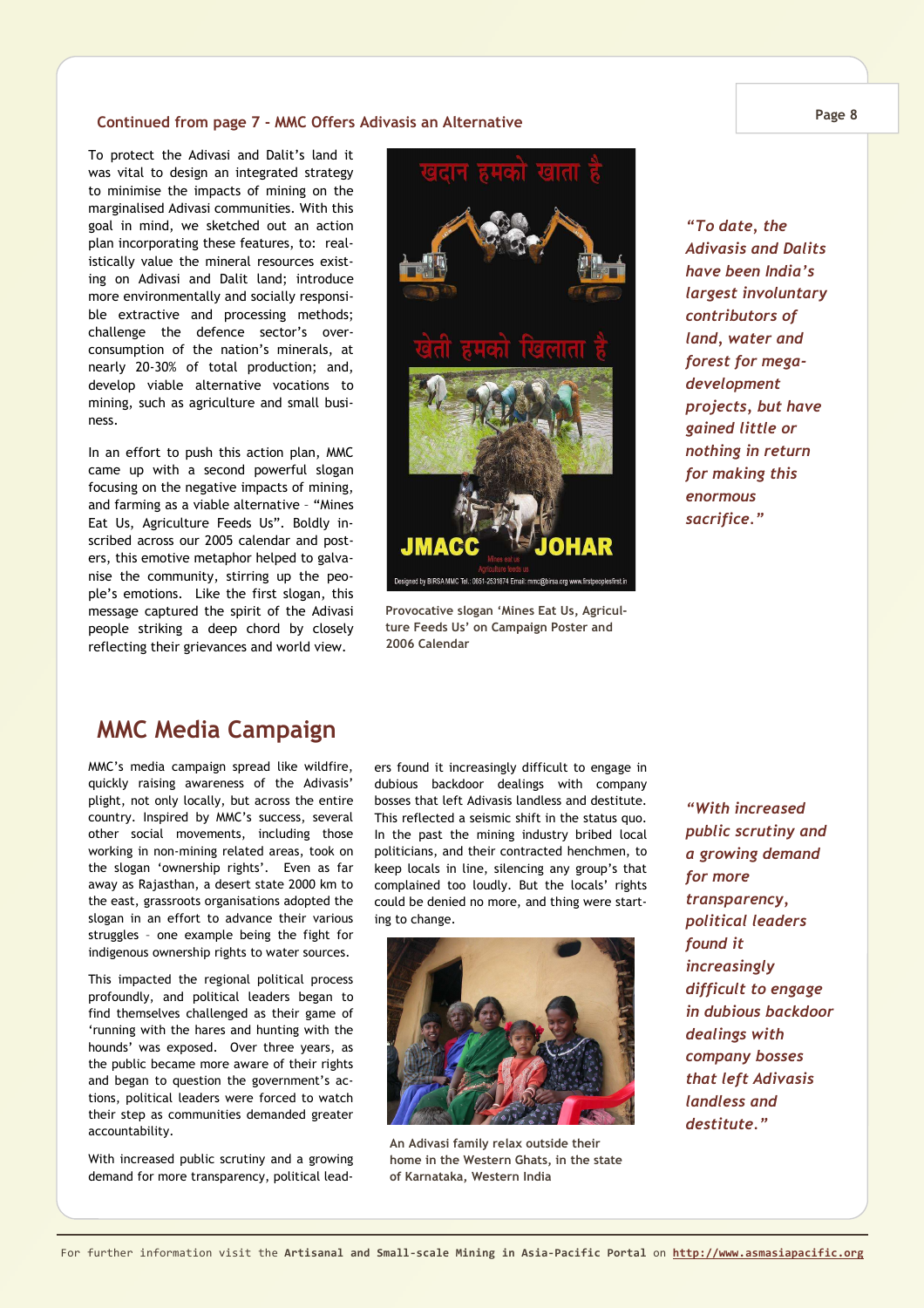### Continued from page 7 - MMC Offers Adivasis an Alternative

To protect the Adivasi and Dalit's land it was vital to design an integrated strategy to minimise the impacts of mining on the marginalised Adivasi communities. With this goal in mind, we sketched out an action plan incorporating these features, to: realistically value the mineral resources existing on Adivasi and Dalit land; introduce more environmentally and socially responsible extractive and processing methods; challenge the defence sector's over-consumption of the nation's minerals, at nearly 20-30% of total production; and, develop viable alternative vocations to mining, such as agriculture and small business.

In an effort to push this action plan, MMC came up with a second powerful slogan focusing on the negative impacts of mining, and farming as a viable alternative – "Mines Eat Us, Agriculture Feeds Us". Boldly inscribed across our 2005 calendar and posters, this emotive metaphor helped to galvanise the community, stirring up the people's emotions. Like the first slogan, this message captured the spirit of the Adivasi people striking a deep chord by closely reflecting their grievances and world view.

Provocative slogan 'Mines Eat Us, Agriculture Feeds Us' on Campaign Poster and 2006 Calendar

*"To date, the Adivasis and Dalits have been India's largest involuntary contributors of land, water and forest for mega-development projects, but have gained little or nothing in return for making this enormous sacrifice."*

## MMC Media Campaign

MMC's media campaign spread like wildfire, quickly raising awareness of the Adivasis' plight, not only locally, but across the entire country. Inspired by MMC's success, several other social movements, including those working in non-mining related areas, took on the slogan 'ownership rights'. Even as far away as Rajasthan, a desert state 2000 km to the east, grassroots organisations adopted the slogan in an effort to advance their various struggles – one example being the fight for indigenous ownership rights to water sources.

This impacted the regional political process profoundly, and political leaders began to find themselves challenged as their game of 'running with the hares and hunting with the hounds' was exposed. Over three years, as the public became more aware of their rights and began to question the government's actions, political leaders were forced to watch their step as communities demanded greater accountability.

With increased public scrutiny and a growing demand for more transparency, political leaders found it increasingly difficult to engage in dubious backdoor dealings with company bosses that left Adivasis landless and destitute. This reflected a seismic shift in the status quo. In the past the mining industry bribed local politicians, and their contracted henchmen, to keep locals in line, silencing any group's that complained too loudly. But the locals' rights could be denied no more, and thing were starting to change.

An Adivasi family relax outside their home in the Western Ghats, in the state of Karnataka, Western India

*"With increased public scrutiny and a growing demand for more transparency, political leaders found it increasingly difficult to engage in dubious backdoor dealings with company bosses that left Adivasis landless and destitute."*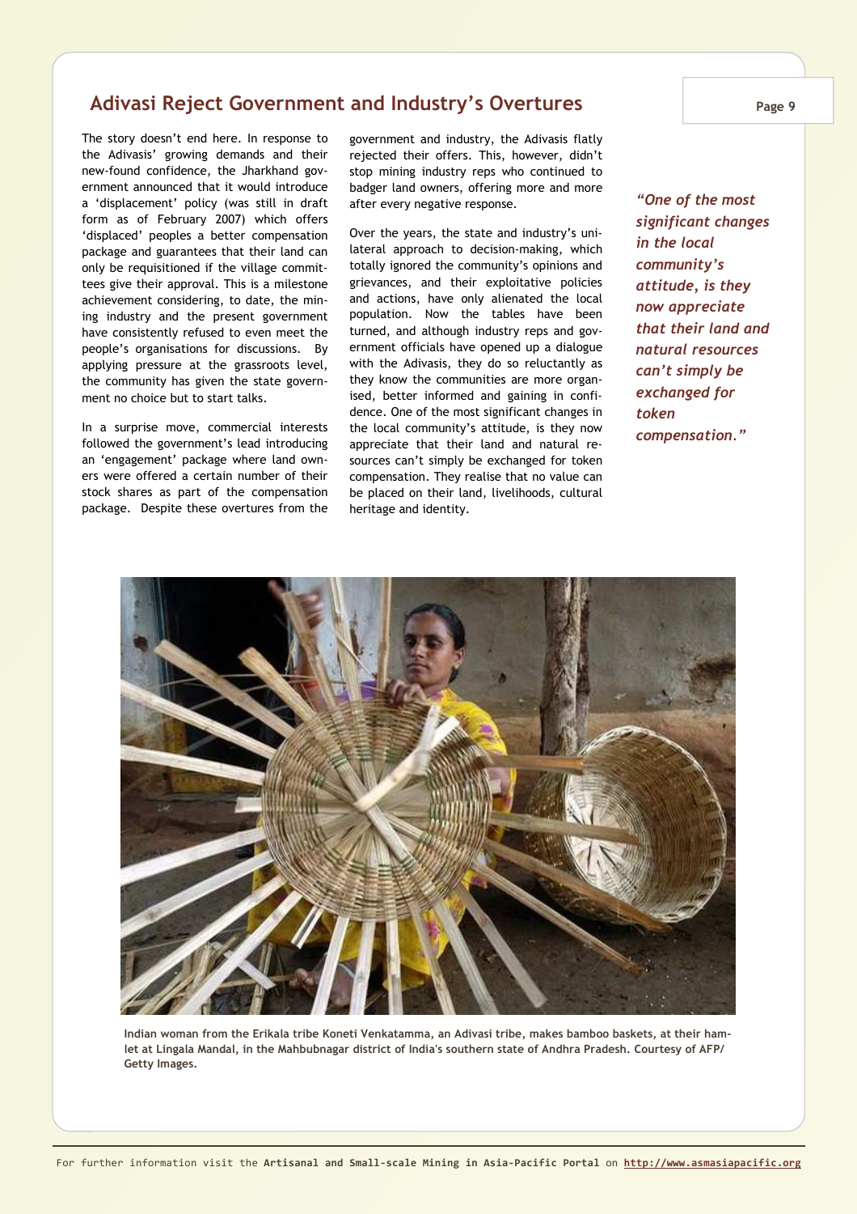## Adivasi Reject Government and Industry's Overtures

The story doesn't end here. In response to the Adivasis' growing demands and their new-found confidence, the Jharkhand government announced that it would introduce a 'displacement' policy (was still in draft form as of February 2007) which offers 'displaced' peoples a better compensation package and guarantees that their land can only be requisitioned if the village committees give their approval. This is a milestone achievement considering, to date, the mining industry and the present government have consistently refused to even meet the people's organisations for discussions. By applying pressure at the grassroots level, the community has given the state government no choice but to start talks.

In a surprise move, commercial interests followed the government's lead introducing an 'engagement' package where land owners were offered a certain number of their stock shares as part of the compensation package. Despite these overtures from the government and industry, the Adivasis flatly rejected their offers. This, however, didn't stop mining industry reps who continued to badger land owners, offering more and more after every negative response.

Over the years, the state and industry's unilateral approach to decision-making, which totally ignored the community's opinions and grievances, and their exploitative policies and actions, have only alienated the local population. Now the tables have been turned, and although industry reps and government officials have opened up a dialogue with the Adivasis, they do so reluctantly as they know the communities are more organised, better informed and gaining in confidence. One of the most significant changes in the local community's attitude, is they now appreciate that their land and natural resources can't simply be exchanged for token compensation. They realise that no value can be placed on their land, livelihoods, cultural heritage and identity.

*"One of the most significant changes in the local community's attitude, is they now appreciate that their land and natural resources can't simply be exchanged for token compensation."*

**Indian woman from the Erikala tribe Koneti Venkatamma, an Adivasi tribe, makes bamboo baskets, at their hamlet at Lingala Mandal, in the Mahbubnagar district of India's southern state of Andhra Pradesh. Courtesy of AFP/Getty Images.**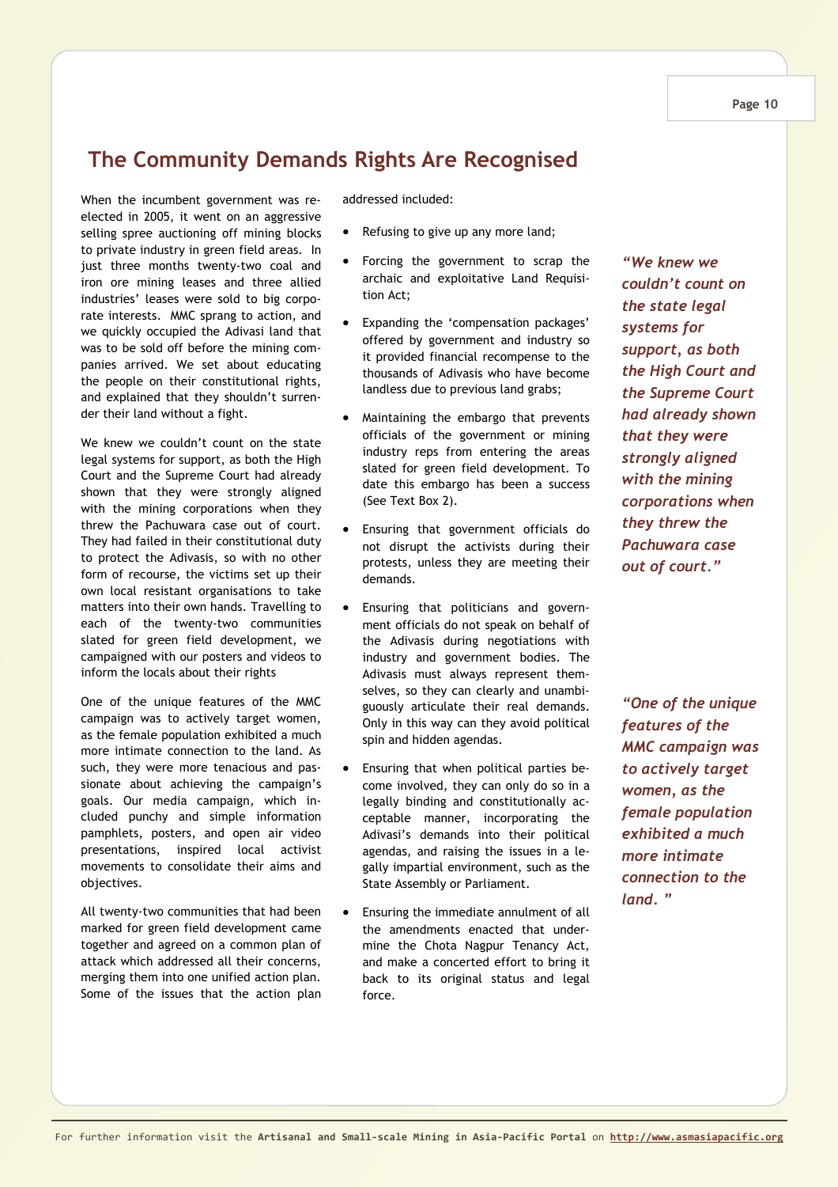## The Community Demands Rights Are Recognised

When the incumbent government was re-elected in 2005, it went on an aggressive selling spree auctioning off mining blocks to private industry in green field areas. In just three months twenty-two coal and iron ore mining leases and three allied industries' leases were sold to big corporate interests. MMC sprang to action, and we quickly occupied the Adivasi land that was to be sold off before the mining companies arrived. We set about educating the people on their constitutional rights, and explained that they shouldn't surrender their land without a fight.

We knew we couldn't count on the state legal systems for support, as both the High Court and the Supreme Court had already shown that they were strongly aligned with the mining corporations when they threw the Pachuwara case out of court. They had failed in their constitutional duty to protect the Adivasis, so with no other form of recourse, the victims set up their own local resistant organisations to take matters into their own hands. Travelling to each of the twenty-two communities slated for green field development, we campaigned with our posters and videos to inform the locals about their rights

One of the unique features of the MMC campaign was to actively target women, as the female population exhibited a much more intimate connection to the land. As such, they were more tenacious and passionate about achieving the campaign's goals. Our media campaign, which included punchy and simple information pamphlets, posters, and open air video presentations, inspired local activist movements to consolidate their aims and objectives.

All twenty-two communities that had been marked for green field development came together and agreed on a common plan of attack which addressed all their concerns, merging them into one unified action plan. Some of the issues that the action plan addressed included:

- Refusing to give up any more land;
- Forcing the government to scrap the archaic and exploitative Land Requisition Act;
- Expanding the 'compensation packages' offered by government and industry so it provided financial recompense to the thousands of Adivasis who have become landless due to previous land grabs;
- Maintaining the embargo that prevents officials of the government or mining industry reps from entering the areas slated for green field development. To date this embargo has been a success (See Text Box 2).
- Ensuring that government officials do not disrupt the activists during their protests, unless they are meeting their demands.
- Ensuring that politicians and government officials do not speak on behalf of the Adivasis during negotiations with industry and government bodies. The Adivasis must always represent themselves, so they can clearly and unambiguously articulate their real demands. Only in this way can they avoid political spin and hidden agendas.
- Ensuring that when political parties become involved, they can only do so in a legally binding and constitutionally acceptable manner, incorporating the Adivasi's demands into their political agendas, and raising the issues in a legally impartial environment, such as the State Assembly or Parliament.
- Ensuring the immediate annulment of all the amendments enacted that undermine the Chota Nagpur Tenancy Act, and make a concerted effort to bring it back to its original status and legal force.

*"We knew we couldn't count on the state legal systems for support, as both the High Court and the Supreme Court had already shown that they were strongly aligned with the mining corporations when they threw the Pachuwara case out of court."*

*"One of the unique features of the MMC campaign was to actively target women, as the female population exhibited a much more intimate connection to the land. "*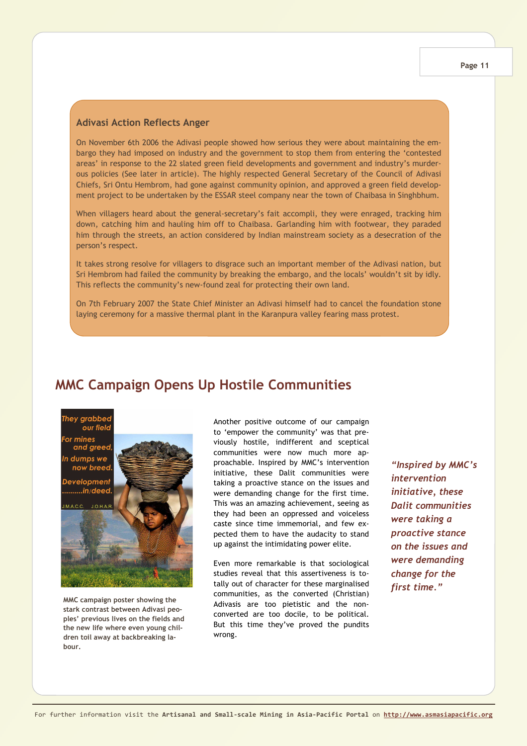### Adivasi Action Reflects Anger

On November 6th 2006 the Adivasi people showed how serious they were about maintaining the embargo they had imposed on industry and the government to stop them from entering the 'contested areas' in response to the 22 slated green field developments and government and industry's murderous policies (See later in article). The highly respected General Secretary of the Council of Adivasi Chiefs, Sri Ontu Hembrom, had gone against community opinion, and approved a green field development project to be undertaken by the ESSAR steel company near the town of Chaibasa in Singhbhum.

When villagers heard about the general-secretary's fait accompli, they were enraged, tracking him down, catching him and hauling him off to Chaibasa. Garlanding him with footwear, they paraded him through the streets, an action considered by Indian mainstream society as a desecration of the person's respect.

It takes strong resolve for villagers to disgrace such an important member of the Adivasi nation, but Sri Hembrom had failed the community by breaking the embargo, and the locals' wouldn't sit by idly. This reflects the community's new-found zeal for protecting their own land.

On 7th February 2007 the State Chief Minister an Adivasi himself had to cancel the foundation stone laying ceremony for a massive thermal plant in the Karanpura valley fearing mass protest.

## MMC Campaign Opens Up Hostile Communities

They grabbed our field
For mines and greed,
In dumps we now breed.
Development ..........in/deed.
J.M.A.C.C. J.O.H.A.R

MMC campaign poster showing the stark contrast between Adivasi peoples' previous lives on the fields and the new life where even young children toil away at backbreaking labour.

Another positive outcome of our campaign to 'empower the community' was that previously hostile, indifferent and sceptical communities were now much more approachable. Inspired by MMC's intervention initiative, these Dalit communities were taking a proactive stance on the issues and were demanding change for the first time. This was an amazing achievement, seeing as they had been an oppressed and voiceless caste since time immemorial, and few expected them to have the audacity to stand up against the intimidating power elite.

Even more remarkable is that sociological studies reveal that this assertiveness is totally out of character for these marginalised communities, as the converted (Christian) Adivasis are too pietistic and the non-converted are too docile, to be political. But this time they've proved the pundits wrong.

> *"Inspired by MMC's intervention initiative, these Dalit communities were taking a proactive stance on the issues and were demanding change for the first time."*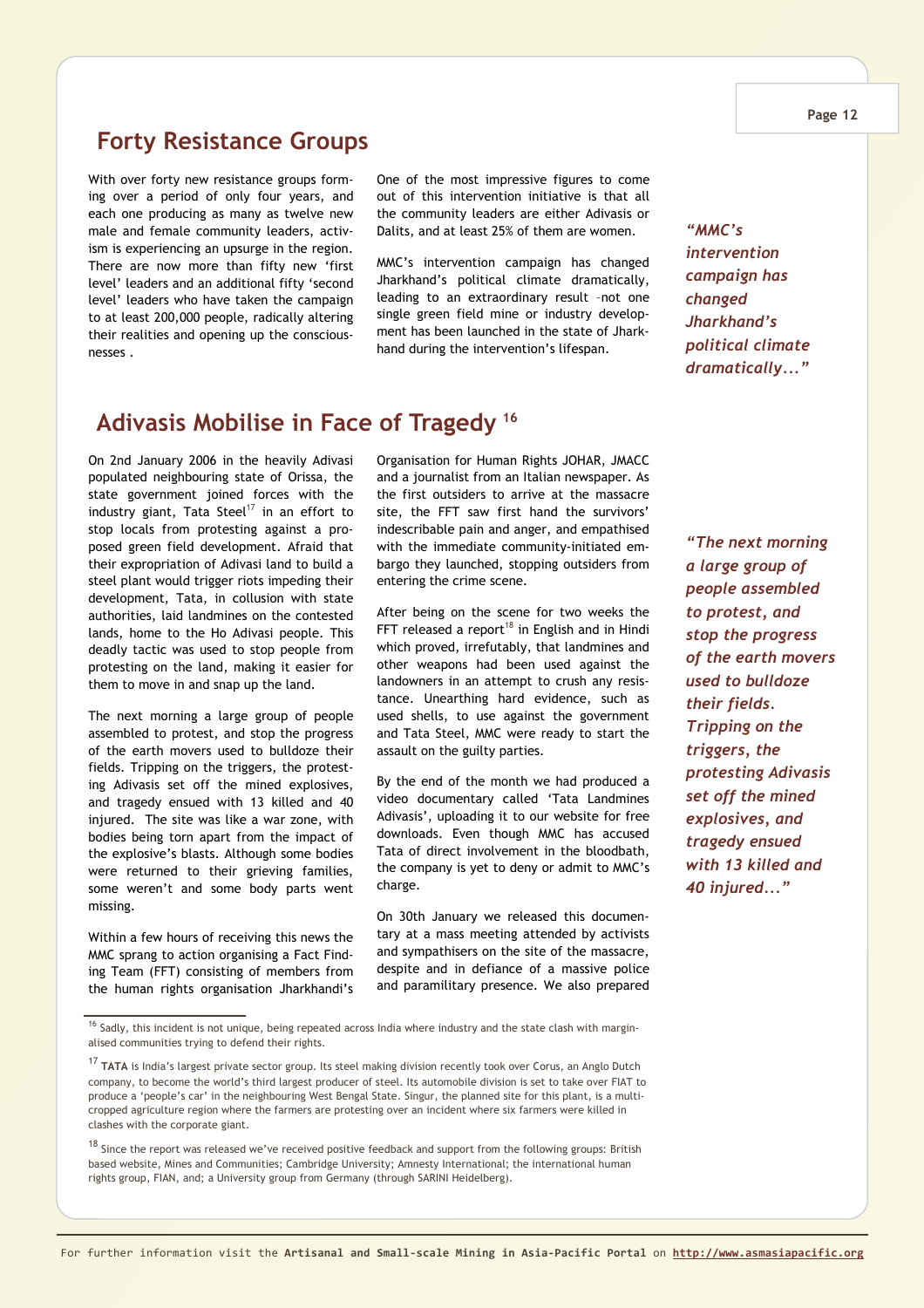## Forty Resistance Groups

With over forty new resistance groups forming over a period of only four years, and each one producing as many as twelve new male and female community leaders, activism is experiencing an upsurge in the region. There are now more than fifty new 'first level' leaders and an additional fifty 'second level' leaders who have taken the campaign to at least 200,000 people, radically altering their realities and opening up the consciousnesses .

One of the most impressive figures to come out of this intervention initiative is that all the community leaders are either Adivasis or Dalits, and at least 25% of them are women.

MMC's intervention campaign has changed Jharkhand's political climate dramatically, leading to an extraordinary result –not one single green field mine or industry development has been launched in the state of Jharkhand during the intervention's lifespan.

*"MMC's intervention campaign has changed Jharkhand's political climate dramatically..."*

## Adivasis Mobilise in Face of Tragedy [16]

On 2nd January 2006 in the heavily Adivasi populated neighbouring state of Orissa, the state government joined forces with the industry giant, Tata Steel[17] in an effort to stop locals from protesting against a proposed green field development. Afraid that their expropriation of Adivasi land to build a steel plant would trigger riots impeding their development, Tata, in collusion with state authorities, laid landmines on the contested lands, home to the Ho Adivasi people. This deadly tactic was used to stop people from protesting on the land, making it easier for them to move in and snap up the land.

The next morning a large group of people assembled to protest, and stop the progress of the earth movers used to bulldoze their fields. Tripping on the triggers, the protesting Adivasis set off the mined explosives, and tragedy ensued with 13 killed and 40 injured. The site was like a war zone, with bodies being torn apart from the impact of the explosive's blasts. Although some bodies were returned to their grieving families, some weren't and some body parts went missing.

Within a few hours of receiving this news the MMC sprang to action organising a Fact Finding Team (FFT) consisting of members from the human rights organisation Jharkhandi's Organisation for Human Rights JOHAR, JMACC and a journalist from an Italian newspaper. As the first outsiders to arrive at the massacre site, the FFT saw first hand the survivors' indescribable pain and anger, and empathised with the immediate community-initiated embargo they launched, stopping outsiders from entering the crime scene.

After being on the scene for two weeks the FFT released a report[18] in English and in Hindi which proved, irrefutably, that landmines and other weapons had been used against the landowners in an attempt to crush any resistance. Unearthing hard evidence, such as used shells, to use against the government and Tata Steel, MMC were ready to start the assault on the guilty parties.

By the end of the month we had produced a video documentary called 'Tata Landmines Adivasis', uploading it to our website for free downloads. Even though MMC has accused Tata of direct involvement in the bloodbath, the company is yet to deny or admit to MMC's charge.

On 30th January we released this documentary at a mass meeting attended by activists and sympathisers on the site of the massacre, despite and in defiance of a massive police and paramilitary presence. We also prepared

*"The next morning a large group of people assembled to protest, and stop the progress of the earth movers used to bulldoze their fields. Tripping on the triggers, the protesting Adivasis set off the mined explosives, and tragedy ensued with 13 killed and 40 injured..."*

---

[16] Sadly, this incident is not unique, being repeated across India where industry and the state clash with marginalised communities trying to defend their rights.

[17] **TATA** is India's largest private sector group. Its steel making division recently took over Corus, an Anglo Dutch company, to become the world's third largest producer of steel. Its automobile division is set to take over FIAT to produce a 'people's car' in the neighbouring West Bengal State. Singur, the planned site for this plant, is a multi-cropped agriculture region where the farmers are protesting over an incident where six farmers were killed in clashes with the corporate giant.

[18] Since the report was released we've received positive feedback and support from the following groups: British based website, Mines and Communities; Cambridge University; Amnesty International; the international human rights group, FIAN, and; a University group from Germany (through SARINI Heidelberg).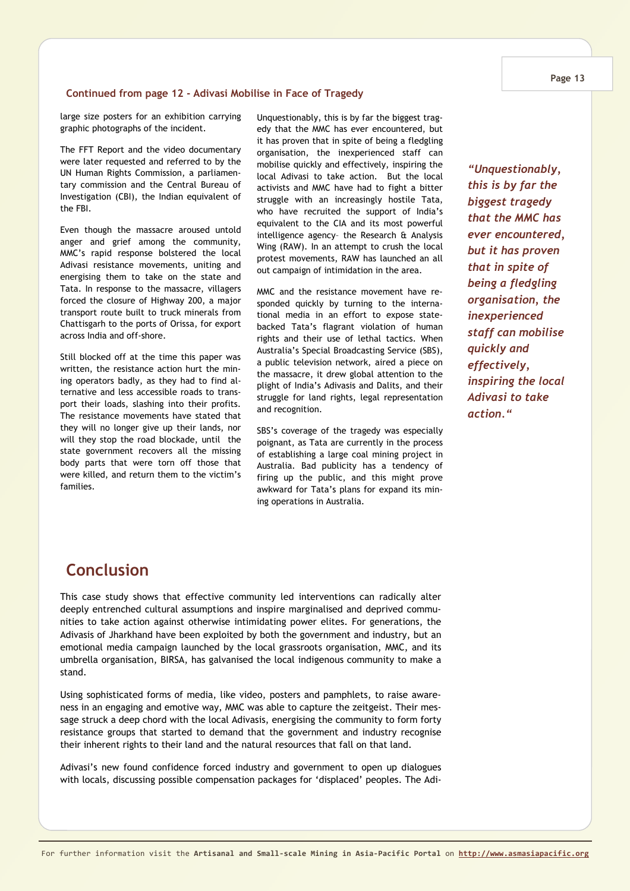### Continued from page 12 - Adivasi Mobilise in Face of Tragedy

large size posters for an exhibition carrying graphic photographs of the incident.

The FFT Report and the video documentary were later requested and referred to by the UN Human Rights Commission, a parliamentary commission and the Central Bureau of Investigation (CBI), the Indian equivalent of the FBI.

Even though the massacre aroused untold anger and grief among the community, MMC's rapid response bolstered the local Adivasi resistance movements, uniting and energising them to take on the state and Tata. In response to the massacre, villagers forced the closure of Highway 200, a major transport route built to truck minerals from Chattisgarh to the ports of Orissa, for export across India and off-shore.

Still blocked off at the time this paper was written, the resistance action hurt the mining operators badly, as they had to find alternative and less accessible roads to transport their loads, slashing into their profits. The resistance movements have stated that they will no longer give up their lands, nor will they stop the road blockade, until the state government recovers all the missing body parts that were torn off those that were killed, and return them to the victim's families.

Unquestionably, this is by far the biggest tragedy that the MMC has ever encountered, but it has proven that in spite of being a fledgling organisation, the inexperienced staff can mobilise quickly and effectively, inspiring the local Adivasi to take action. But the local activists and MMC have had to fight a bitter struggle with an increasingly hostile Tata, who have recruited the support of India's equivalent to the CIA and its most powerful intelligence agency– the Research & Analysis Wing (RAW). In an attempt to crush the local protest movements, RAW has launched an all out campaign of intimidation in the area.

MMC and the resistance movement have responded quickly by turning to the international media in an effort to expose state-backed Tata's flagrant violation of human rights and their use of lethal tactics. When Australia's Special Broadcasting Service (SBS), a public television network, aired a piece on the massacre, it drew global attention to the plight of India's Adivasis and Dalits, and their struggle for land rights, legal representation and recognition.

SBS's coverage of the tragedy was especially poignant, as Tata are currently in the process of establishing a large coal mining project in Australia. Bad publicity has a tendency of firing up the public, and this might prove awkward for Tata's plans for expand its mining operations in Australia.

> ***"Unquestionably, this is by far the biggest tragedy that the MMC has ever encountered, but it has proven that in spite of being a fledgling organisation, the inexperienced staff can mobilise quickly and effectively, inspiring the local Adivasi to take action."***

## Conclusion

This case study shows that effective community led interventions can radically alter deeply entrenched cultural assumptions and inspire marginalised and deprived communities to take action against otherwise intimidating power elites. For generations, the Adivasis of Jharkhand have been exploited by both the government and industry, but an emotional media campaign launched by the local grassroots organisation, MMC, and its umbrella organisation, BIRSA, has galvanised the local indigenous community to make a stand.

Using sophisticated forms of media, like video, posters and pamphlets, to raise awareness in an engaging and emotive way, MMC was able to capture the zeitgeist. Their message struck a deep chord with the local Adivasis, energising the community to form forty resistance groups that started to demand that the government and industry recognise their inherent rights to their land and the natural resources that fall on that land.

Adivasi's new found confidence forced industry and government to open up dialogues with locals, discussing possible compensation packages for 'displaced' peoples. The Adi-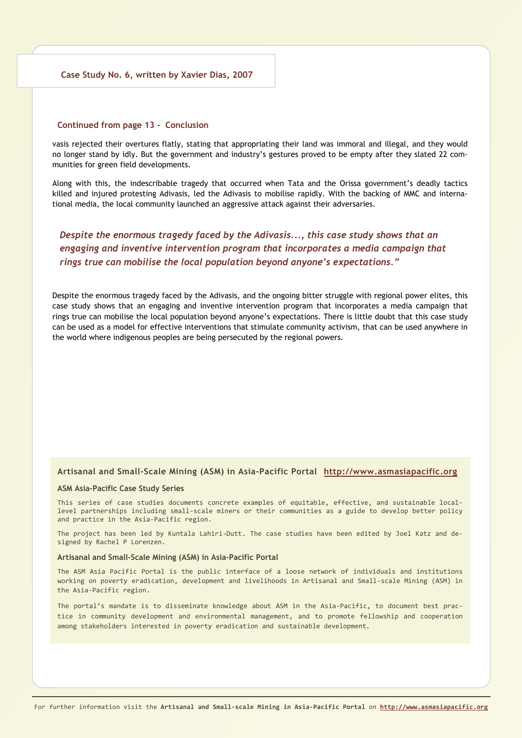Case Study No. 6, written by Xavier Dias, 2007

**Continued from page 13 - Conclusion**

vasis rejected their overtures flatly, stating that appropriating their land was immoral and illegal, and they would no longer stand by idly. But the government and industry's gestures proved to be empty after they slated 22 communities for green field developments.

Along with this, the indescribable tragedy that occurred when Tata and the Orissa government's deadly tactics killed and injured protesting Adivasis, led the Adivasis to mobilise rapidly. With the backing of MMC and international media, the local community launched an aggressive attack against their adversaries.

> *Despite the enormous tragedy faced by the Adivasis..., this case study shows that an engaging and inventive intervention program that incorporates a media campaign that rings true can mobilise the local population beyond anyone's expectations."*

Despite the enormous tragedy faced by the Adivasis, and the ongoing bitter struggle with regional power elites, this case study shows that an engaging and inventive intervention program that incorporates a media campaign that rings true can mobilise the local population beyond anyone's expectations. There is little doubt that this case study can be used as a model for effective interventions that stimulate community activism, that can be used anywhere in the world where indigenous peoples are being persecuted by the regional powers.

**Artisanal and Small-Scale Mining (ASM) in Asia-Pacific Portal** http://www.asmasiapacific.org

**ASM Asia-Pacific Case Study Series**

This series of case studies documents concrete examples of equitable, effective, and sustainable local-level partnerships including small-scale miners or their communities as a guide to develop better policy and practice in the Asia-Pacific region.

The project has been led by Kuntala Lahiri-Dutt. The case studies have been edited by Joel Katz and designed by Rachel P Lorenzen.

**Artisanal and Small-Scale Mining (ASM) in Asia-Pacific Portal**

The ASM Asia Pacific Portal is the public interface of a loose network of individuals and institutions working on poverty eradication, development and livelihoods in Artisanal and Small-scale Mining (ASM) in the Asia-Pacific region.

The portal's mandate is to disseminate knowledge about ASM in the Asia-Pacific, to document best practice in community development and environmental management, and to promote fellowship and cooperation among stakeholders interested in poverty eradication and sustainable development.